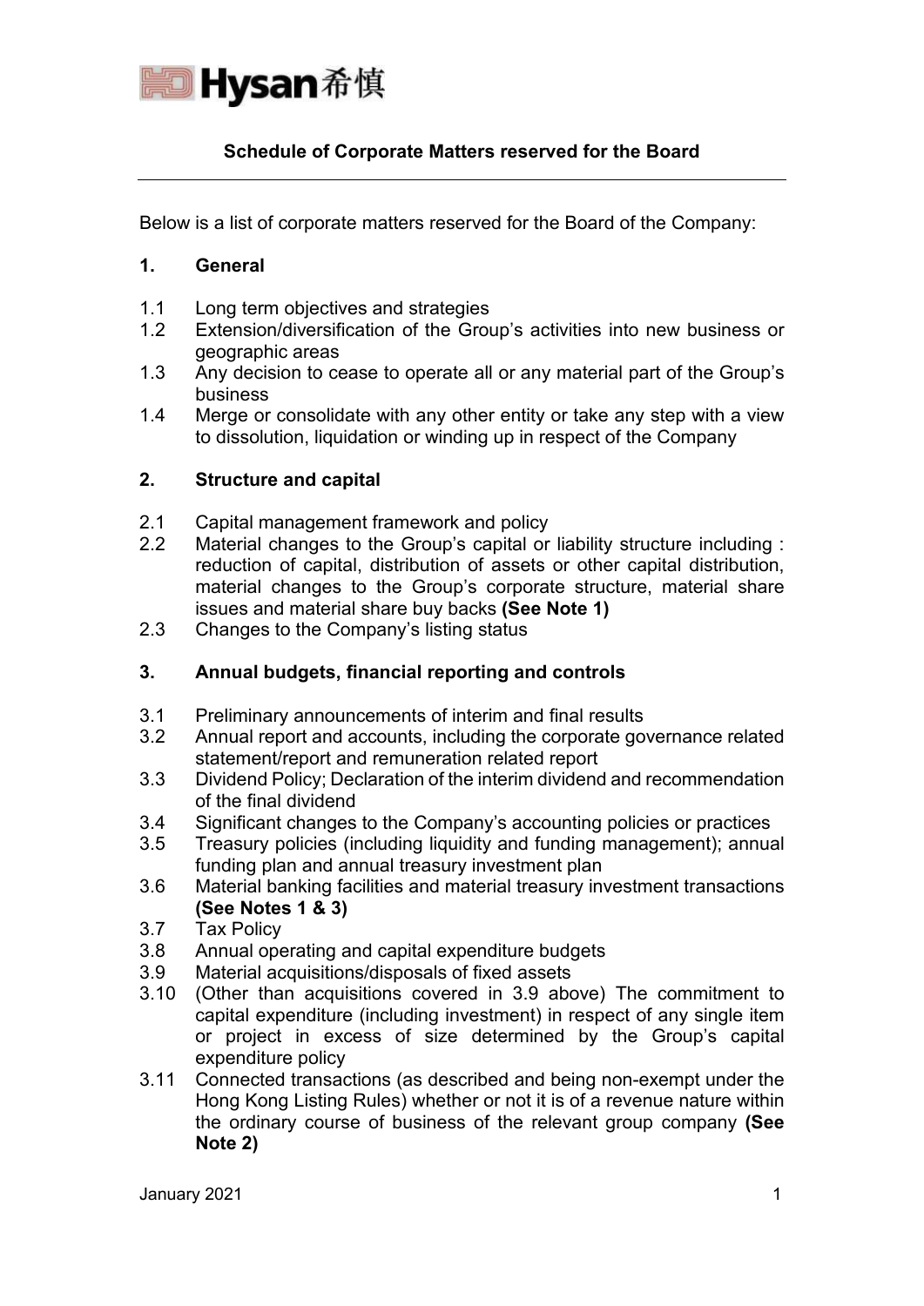# Schedule of Corporate Matters reserved for the Board

Below is a list of corporate matters reserved for the Board of the Company:

## 1. General

1.1 Long term objectives and strategies

1.2 Extension/diversification of the Group's activities into new business or geographic areas

1.3 Any decision to cease to operate all or any material part of the Group's business

1.4 Merge or consolidate with any other entity or take any step with a view to dissolution, liquidation or winding up in respect of the Company

## 2. Structure and capital

2.1 Capital management framework and policy

2.2 Material changes to the Group's capital or liability structure including : reduction of capital, distribution of assets or other capital distribution, material changes to the Group's corporate structure, material share issues and material share buy backs **(See Note 1)**

2.3 Changes to the Company's listing status

## 3. Annual budgets, financial reporting and controls

3.1 Preliminary announcements of interim and final results

3.2 Annual report and accounts, including the corporate governance related statement/report and remuneration related report

3.3 Dividend Policy; Declaration of the interim dividend and recommendation of the final dividend

3.4 Significant changes to the Company's accounting policies or practices

3.5 Treasury policies (including liquidity and funding management); annual funding plan and annual treasury investment plan

3.6 Material banking facilities and material treasury investment transactions **(See Notes 1 & 3)**

3.7 Tax Policy

3.8 Annual operating and capital expenditure budgets

3.9 Material acquisitions/disposals of fixed assets

3.10 (Other than acquisitions covered in 3.9 above) The commitment to capital expenditure (including investment) in respect of any single item or project in excess of size determined by the Group's capital expenditure policy

3.11 Connected transactions (as described and being non-exempt under the Hong Kong Listing Rules) whether or not it is of a revenue nature within the ordinary course of business of the relevant group company **(See Note 2)**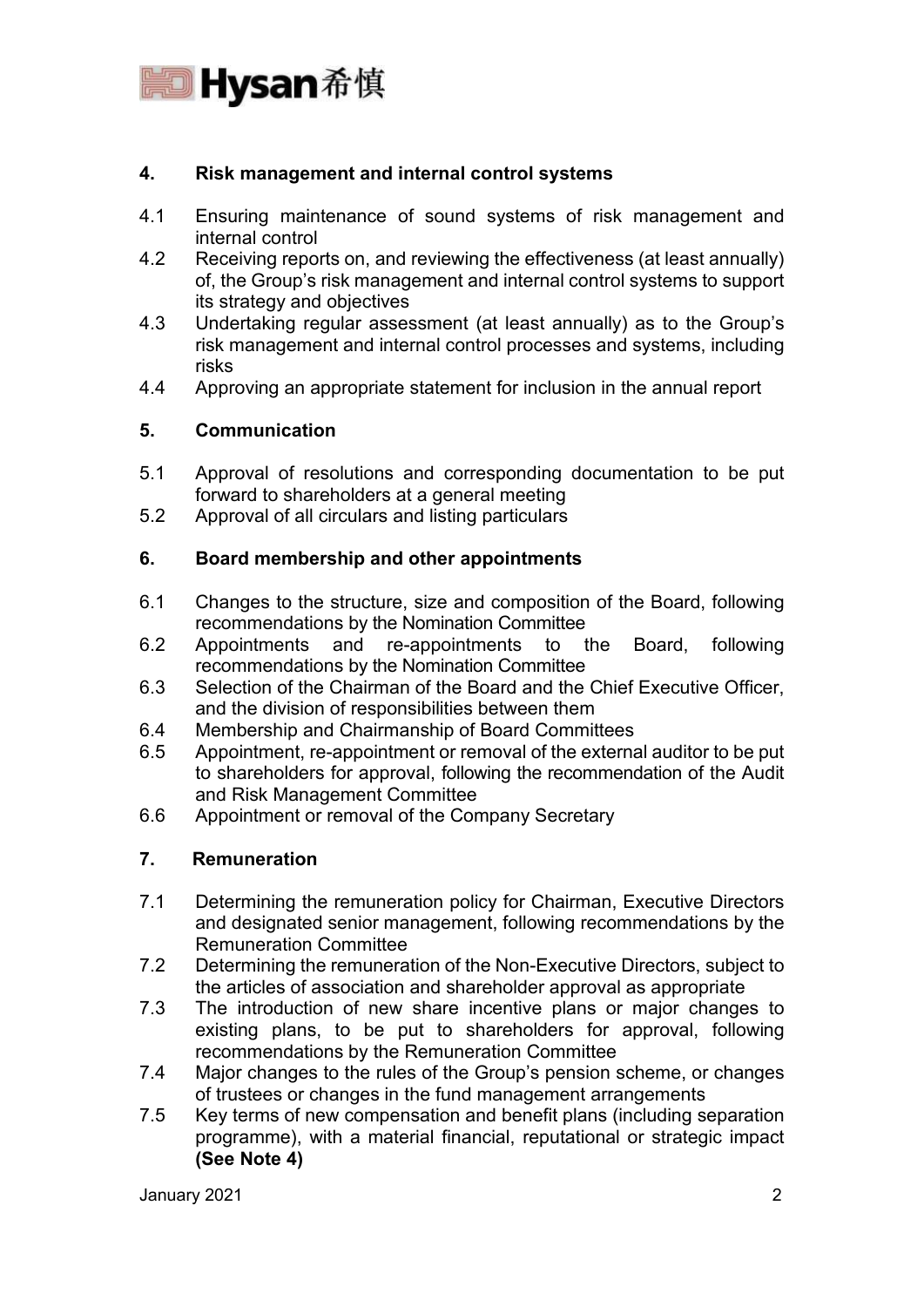## 4. Risk management and internal control systems

4.1 Ensuring maintenance of sound systems of risk management and internal control

4.2 Receiving reports on, and reviewing the effectiveness (at least annually) of, the Group's risk management and internal control systems to support its strategy and objectives

4.3 Undertaking regular assessment (at least annually) as to the Group's risk management and internal control processes and systems, including risks

4.4 Approving an appropriate statement for inclusion in the annual report

## 5. Communication

5.1 Approval of resolutions and corresponding documentation to be put forward to shareholders at a general meeting

5.2 Approval of all circulars and listing particulars

## 6. Board membership and other appointments

6.1 Changes to the structure, size and composition of the Board, following recommendations by the Nomination Committee

6.2 Appointments and re-appointments to the Board, following recommendations by the Nomination Committee

6.3 Selection of the Chairman of the Board and the Chief Executive Officer, and the division of responsibilities between them

6.4 Membership and Chairmanship of Board Committees

6.5 Appointment, re-appointment or removal of the external auditor to be put to shareholders for approval, following the recommendation of the Audit and Risk Management Committee

6.6 Appointment or removal of the Company Secretary

## 7. Remuneration

7.1 Determining the remuneration policy for Chairman, Executive Directors and designated senior management, following recommendations by the Remuneration Committee

7.2 Determining the remuneration of the Non-Executive Directors, subject to the articles of association and shareholder approval as appropriate

7.3 The introduction of new share incentive plans or major changes to existing plans, to be put to shareholders for approval, following recommendations by the Remuneration Committee

7.4 Major changes to the rules of the Group's pension scheme, or changes of trustees or changes in the fund management arrangements

7.5 Key terms of new compensation and benefit plans (including separation programme), with a material financial, reputational or strategic impact **(See Note 4)**

January 2021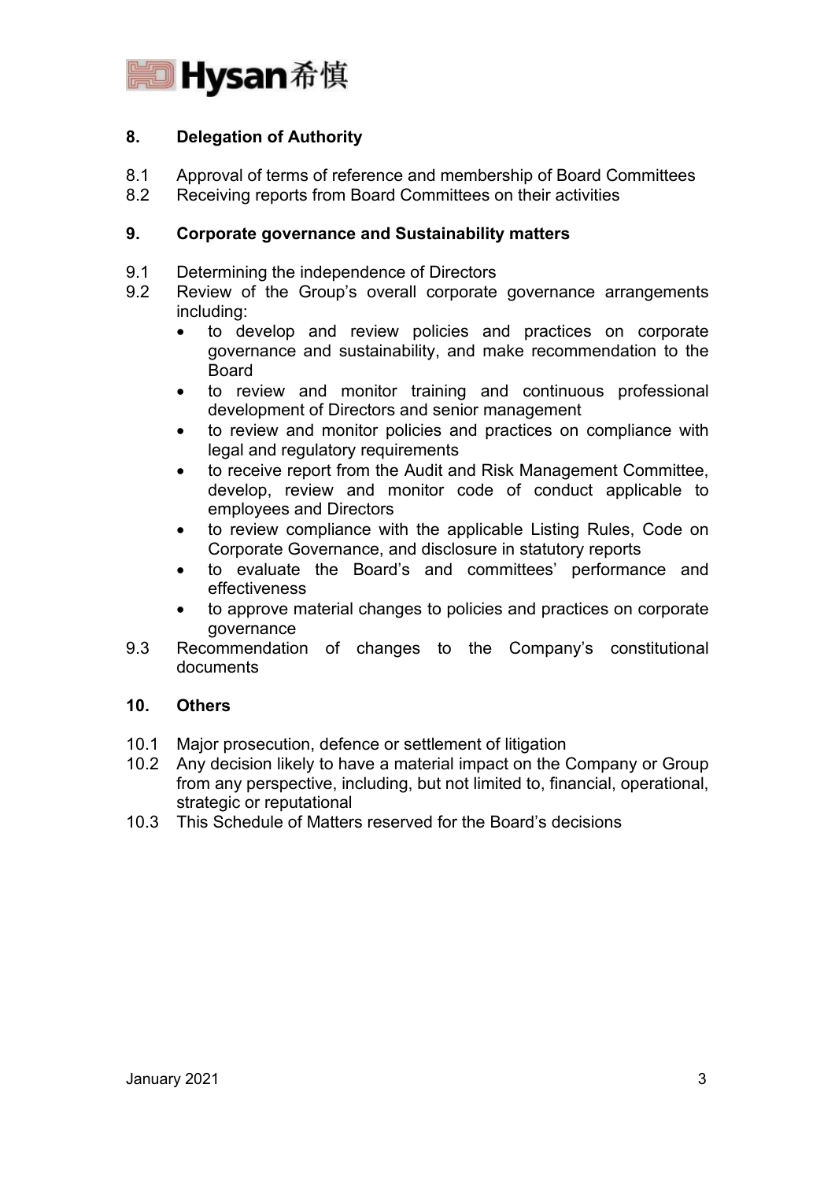## 8. Delegation of Authority

8.1 Approval of terms of reference and membership of Board Committees

8.2 Receiving reports from Board Committees on their activities

## 9. Corporate governance and Sustainability matters

9.1 Determining the independence of Directors

9.2 Review of the Group's overall corporate governance arrangements including:

- to develop and review policies and practices on corporate governance and sustainability, and make recommendation to the Board
- to review and monitor training and continuous professional development of Directors and senior management
- to review and monitor policies and practices on compliance with legal and regulatory requirements
- to receive report from the Audit and Risk Management Committee, develop, review and monitor code of conduct applicable to employees and Directors
- to review compliance with the applicable Listing Rules, Code on Corporate Governance, and disclosure in statutory reports
- to evaluate the Board's and committees' performance and effectiveness
- to approve material changes to policies and practices on corporate governance

9.3 Recommendation of changes to the Company's constitutional documents

## 10. Others

10.1 Major prosecution, defence or settlement of litigation

10.2 Any decision likely to have a material impact on the Company or Group from any perspective, including, but not limited to, financial, operational, strategic or reputational

10.3 This Schedule of Matters reserved for the Board's decisions

January 2021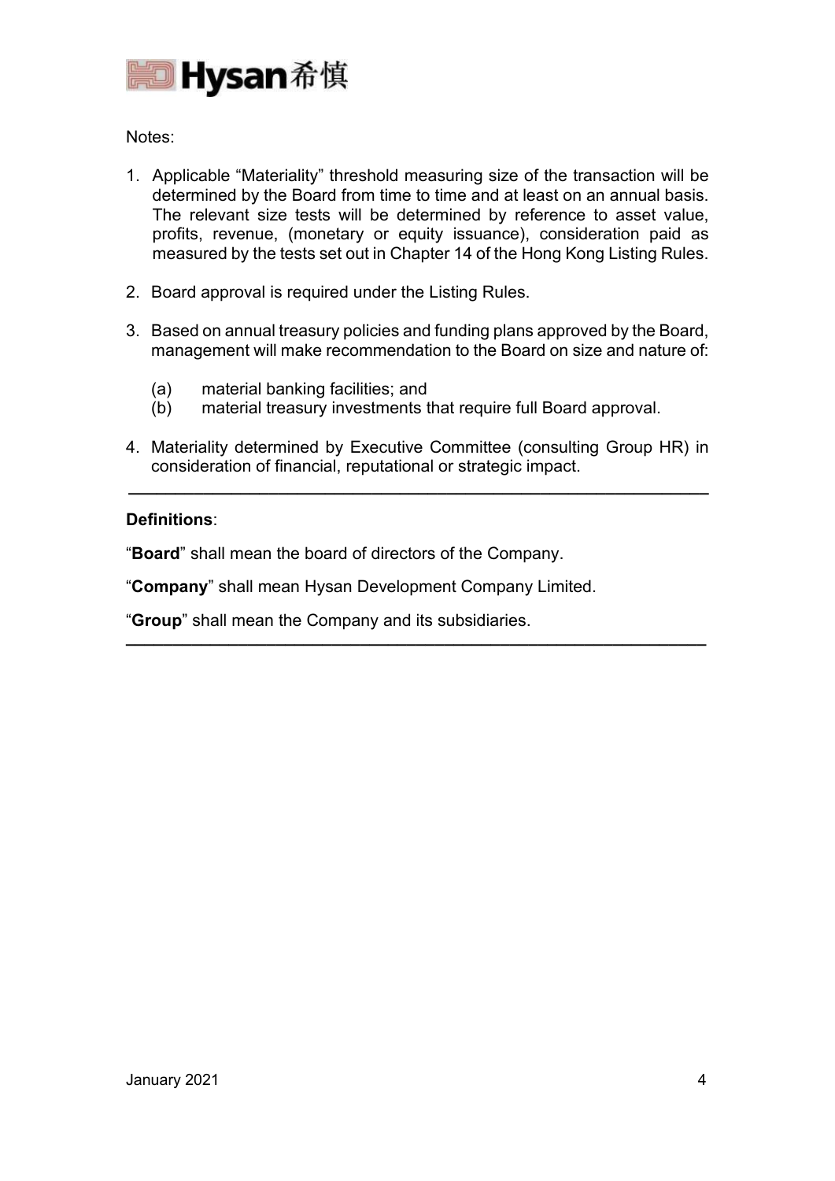Notes:

1. Applicable "Materiality" threshold measuring size of the transaction will be determined by the Board from time to time and at least on an annual basis. The relevant size tests will be determined by reference to asset value, profits, revenue, (monetary or equity issuance), consideration paid as measured by the tests set out in Chapter 14 of the Hong Kong Listing Rules.

2. Board approval is required under the Listing Rules.

3. Based on annual treasury policies and funding plans approved by the Board, management will make recommendation to the Board on size and nature of:

   (a) material banking facilities; and
   (b) material treasury investments that require full Board approval.

4. Materiality determined by Executive Committee (consulting Group HR) in consideration of financial, reputational or strategic impact.

---

**Definitions**:

"**Board**" shall mean the board of directors of the Company.

"**Company**" shall mean Hysan Development Company Limited.

"**Group**" shall mean the Company and its subsidiaries.

---